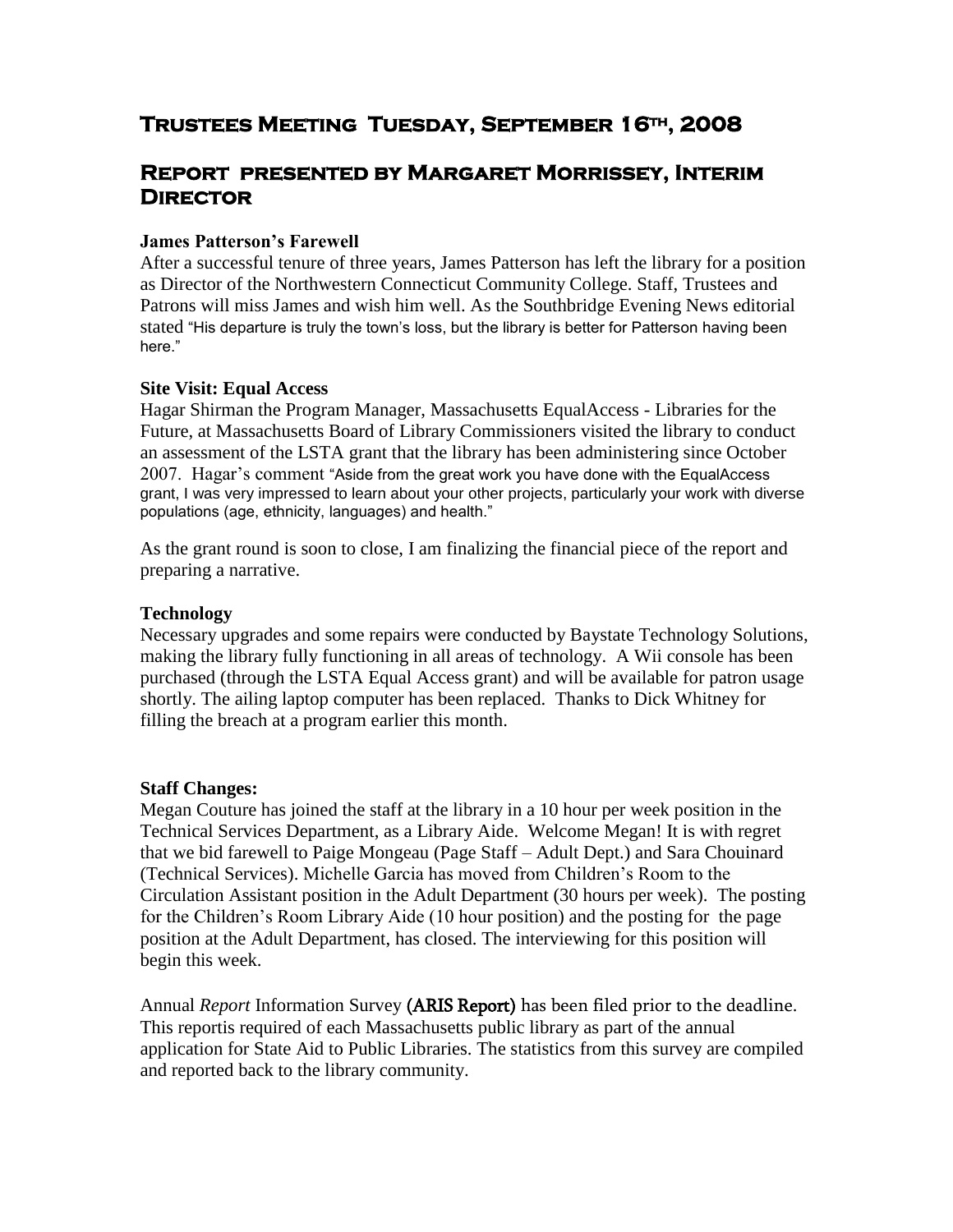# Trustees Meeting Tuesday, September 16th, 2008

# Report presented by Margaret Morrissey, Interim Director

### James Patterson's Farewell

After a successful tenure of three years, James Patterson has left the library for a position as Director of the Northwestern Connecticut Community College. Staff, Trustees and Patrons will miss James and wish him well. As the Southbridge Evening News editorial stated "His departure is truly the town's loss, but the library is better for Patterson having been here."

### Site Visit: Equal Access

Hagar Shirman the Program Manager, Massachusetts EqualAccess - Libraries for the Future, at Massachusetts Board of Library Commissioners visited the library to conduct an assessment of the LSTA grant that the library has been administering since October 2007. Hagar's comment "Aside from the great work you have done with the EqualAccess grant, I was very impressed to learn about your other projects, particularly your work with diverse populations (age, ethnicity, languages) and health."

As the grant round is soon to close, I am finalizing the financial piece of the report and preparing a narrative.

### Technology

Necessary upgrades and some repairs were conducted by Baystate Technology Solutions, making the library fully functioning in all areas of technology. A Wii console has been purchased (through the LSTA Equal Access grant) and will be available for patron usage shortly. The ailing laptop computer has been replaced. Thanks to Dick Whitney for filling the breach at a program earlier this month.

### Staff Changes:

Megan Couture has joined the staff at the library in a 10 hour per week position in the Technical Services Department, as a Library Aide. Welcome Megan! It is with regret that we bid farewell to Paige Mongeau (Page Staff – Adult Dept.) and Sara Chouinard (Technical Services). Michelle Garcia has moved from Children's Room to the Circulation Assistant position in the Adult Department (30 hours per week). The posting for the Children's Room Library Aide (10 hour position) and the posting for the page position at the Adult Department, has closed. The interviewing for this position will begin this week.

Annual *Report* Information Survey (ARIS Report) has been filed prior to the deadline. This reportis required of each Massachusetts public library as part of the annual application for State Aid to Public Libraries. The statistics from this survey are compiled and reported back to the library community.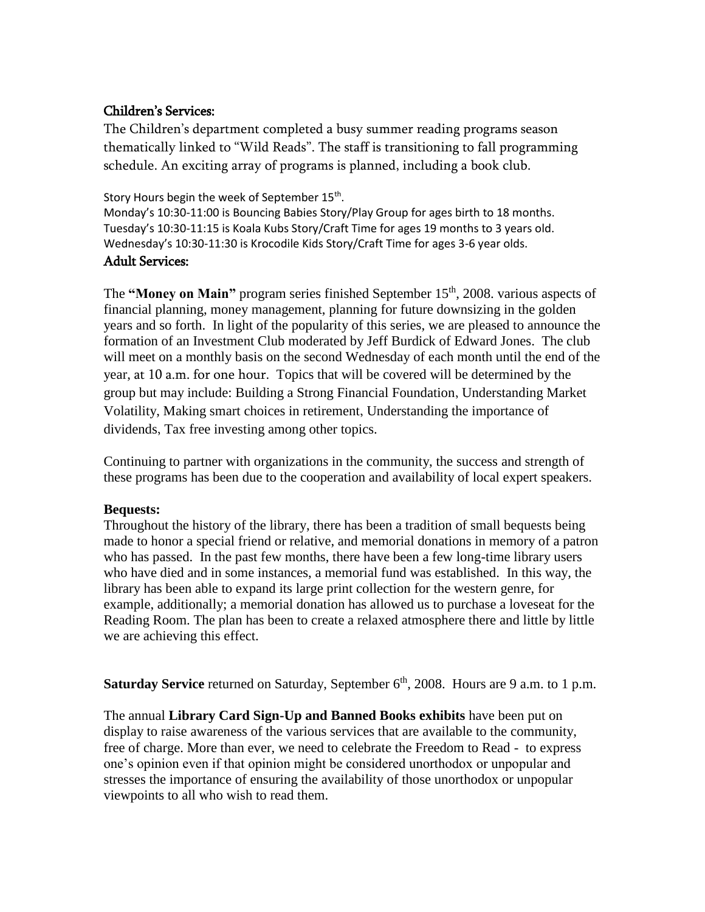## Children's Services:

The Children's department completed a busy summer reading programs season thematically linked to "Wild Reads". The staff is transitioning to fall programming schedule. An exciting array of programs is planned, including a book club.

Story Hours begin the week of September 15th.
Monday's 10:30-11:00 is Bouncing Babies Story/Play Group for ages birth to 18 months.
Tuesday's 10:30-11:15 is Koala Kubs Story/Craft Time for ages 19 months to 3 years old.
Wednesday's 10:30-11:30 is Krocodile Kids Story/Craft Time for ages 3-6 year olds.

## Adult Services:

The **"Money on Main"** program series finished September 15th, 2008. various aspects of financial planning, money management, planning for future downsizing in the golden years and so forth. In light of the popularity of this series, we are pleased to announce the formation of an Investment Club moderated by Jeff Burdick of Edward Jones. The club will meet on a monthly basis on the second Wednesday of each month until the end of the year, at 10 a.m. for one hour. Topics that will be covered will be determined by the group but may include: Building a Strong Financial Foundation, Understanding Market Volatility, Making smart choices in retirement, Understanding the importance of dividends, Tax free investing among other topics.

Continuing to partner with organizations in the community, the success and strength of these programs has been due to the cooperation and availability of local expert speakers.

**Bequests:**
Throughout the history of the library, there has been a tradition of small bequests being made to honor a special friend or relative, and memorial donations in memory of a patron who has passed. In the past few months, there have been a few long-time library users who have died and in some instances, a memorial fund was established. In this way, the library has been able to expand its large print collection for the western genre, for example, additionally; a memorial donation has allowed us to purchase a loveseat for the Reading Room. The plan has been to create a relaxed atmosphere there and little by little we are achieving this effect.

**Saturday Service** returned on Saturday, September 6th, 2008. Hours are 9 a.m. to 1 p.m.

The annual **Library Card Sign-Up and Banned Books exhibits** have been put on display to raise awareness of the various services that are available to the community, free of charge. More than ever, we need to celebrate the Freedom to Read - to express one's opinion even if that opinion might be considered unorthodox or unpopular and stresses the importance of ensuring the availability of those unorthodox or unpopular viewpoints to all who wish to read them.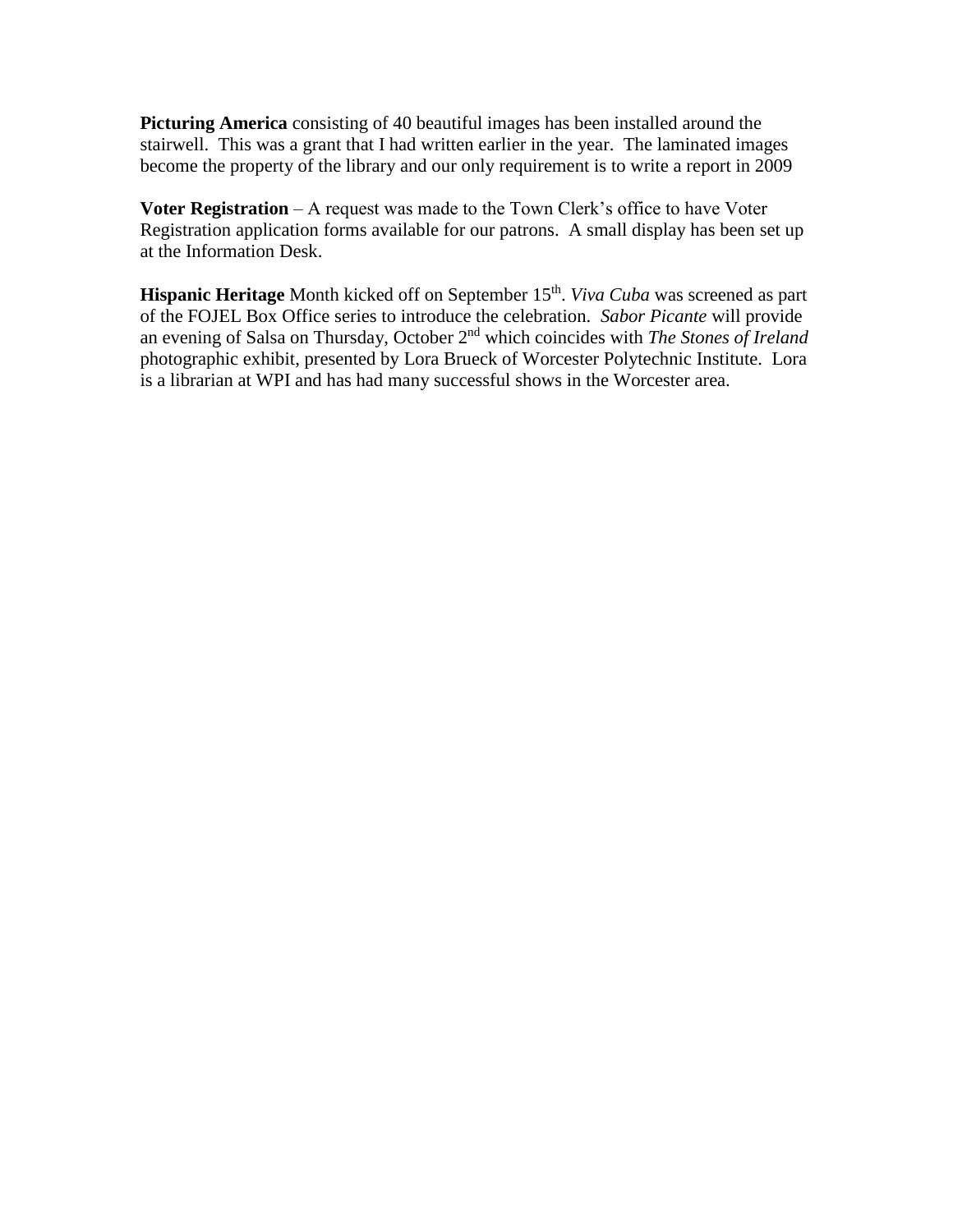**Picturing America** consisting of 40 beautiful images has been installed around the stairwell. This was a grant that I had written earlier in the year. The laminated images become the property of the library and our only requirement is to write a report in 2009

**Voter Registration** – A request was made to the Town Clerk's office to have Voter Registration application forms available for our patrons. A small display has been set up at the Information Desk.

**Hispanic Heritage** Month kicked off on September 15th. *Viva Cuba* was screened as part of the FOJEL Box Office series to introduce the celebration. *Sabor Picante* will provide an evening of Salsa on Thursday, October 2nd which coincides with *The Stones of Ireland* photographic exhibit, presented by Lora Brueck of Worcester Polytechnic Institute. Lora is a librarian at WPI and has had many successful shows in the Worcester area.